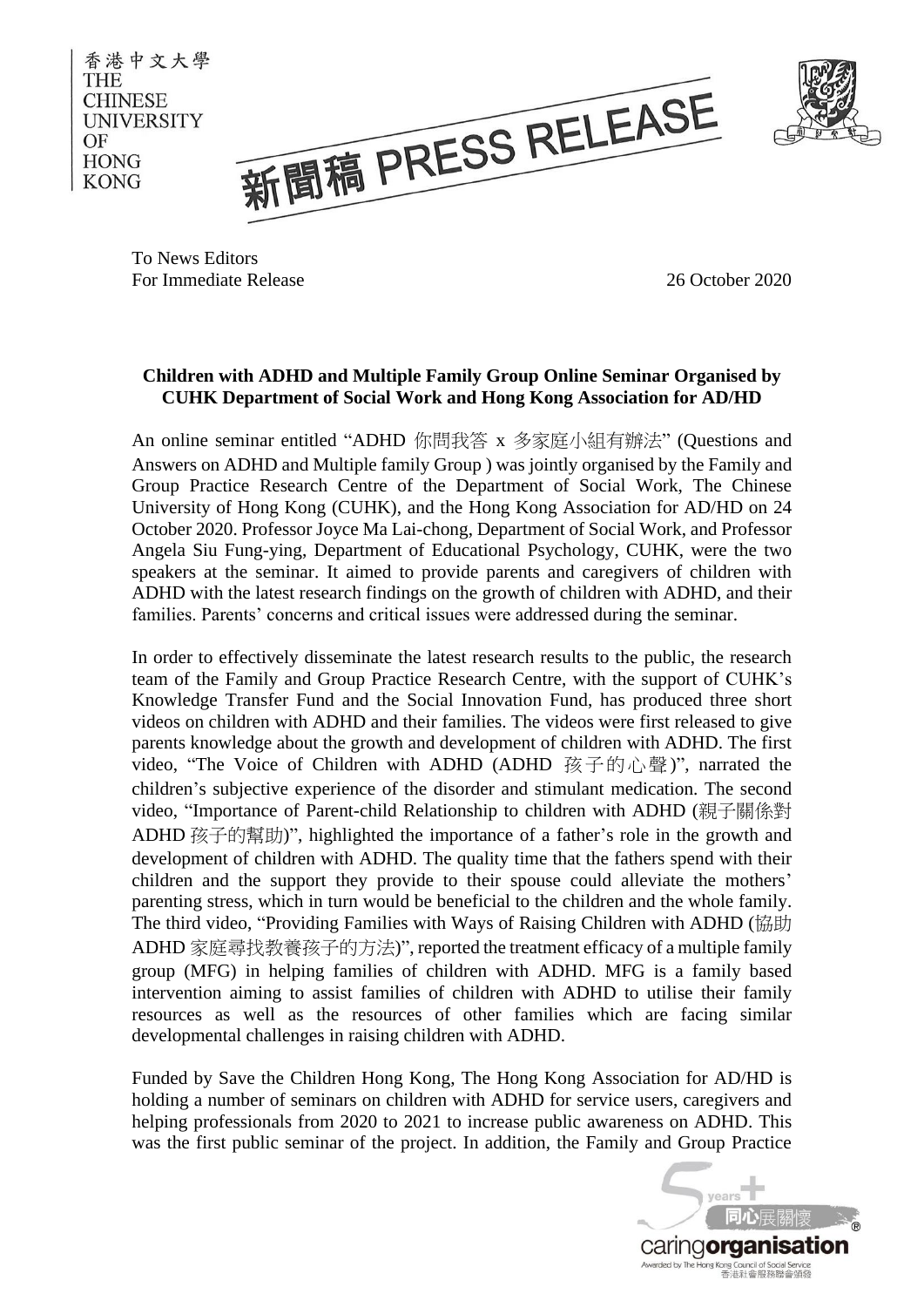香港中文大學
THE CHINESE UNIVERSITY OF HONG KONG

新聞稿 PRESS RELEASE

To News Editors
For Immediate Release

26 October 2020

**Children with ADHD and Multiple Family Group Online Seminar Organised by CUHK Department of Social Work and Hong Kong Association for AD/HD**

An online seminar entitled "ADHD 你問我答 x 多家庭小組有辦法" (Questions and Answers on ADHD and Multiple family Group ) was jointly organised by the Family and Group Practice Research Centre of the Department of Social Work, The Chinese University of Hong Kong (CUHK), and the Hong Kong Association for AD/HD on 24 October 2020. Professor Joyce Ma Lai-chong, Department of Social Work, and Professor Angela Siu Fung-ying, Department of Educational Psychology, CUHK, were the two speakers at the seminar. It aimed to provide parents and caregivers of children with ADHD with the latest research findings on the growth of children with ADHD, and their families. Parents' concerns and critical issues were addressed during the seminar.

In order to effectively disseminate the latest research results to the public, the research team of the Family and Group Practice Research Centre, with the support of CUHK's Knowledge Transfer Fund and the Social Innovation Fund, has produced three short videos on children with ADHD and their families. The videos were first released to give parents knowledge about the growth and development of children with ADHD. The first video, "The Voice of Children with ADHD (ADHD 孩子的心聲)", narrated the children's subjective experience of the disorder and stimulant medication. The second video, "Importance of Parent-child Relationship to children with ADHD (親子關係對 ADHD 孩子的幫助)", highlighted the importance of a father's role in the growth and development of children with ADHD. The quality time that the fathers spend with their children and the support they provide to their spouse could alleviate the mothers' parenting stress, which in turn would be beneficial to the children and the whole family. The third video, "Providing Families with Ways of Raising Children with ADHD (協助 ADHD 家庭尋找教養孩子的方法)", reported the treatment efficacy of a multiple family group (MFG) in helping families of children with ADHD. MFG is a family based intervention aiming to assist families of children with ADHD to utilise their family resources as well as the resources of other families which are facing similar developmental challenges in raising children with ADHD.

Funded by Save the Children Hong Kong, The Hong Kong Association for AD/HD is holding a number of seminars on children with ADHD for service users, caregivers and helping professionals from 2020 to 2021 to increase public awareness on ADHD. This was the first public seminar of the project. In addition, the Family and Group Practice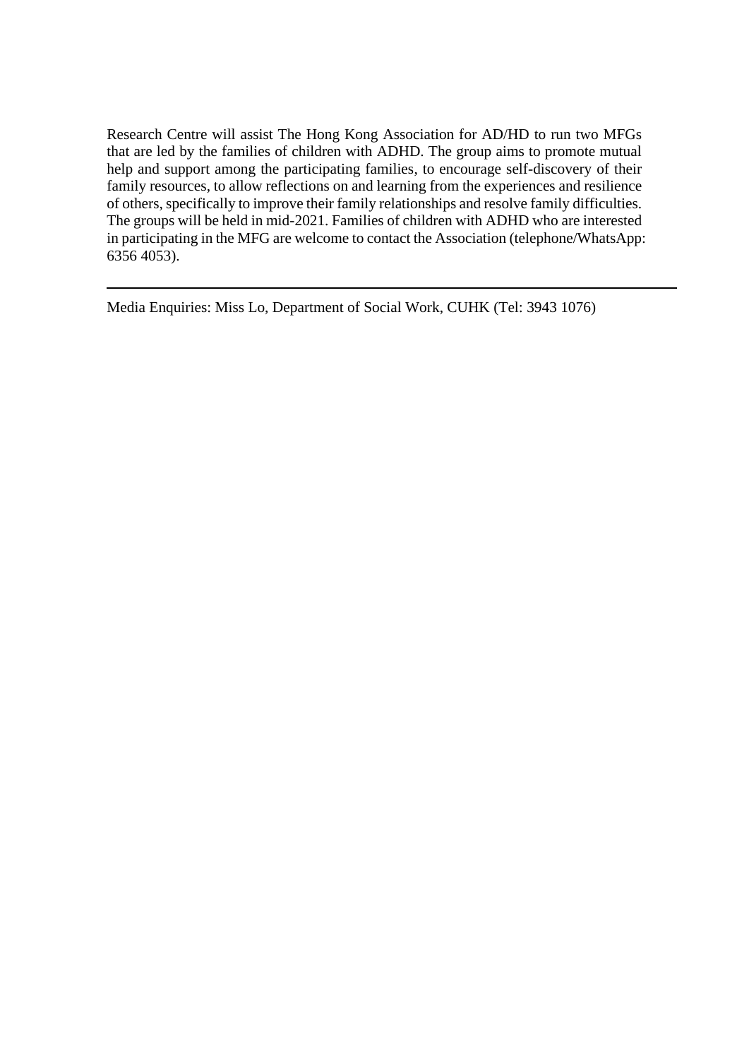Research Centre will assist The Hong Kong Association for AD/HD to run two MFGs that are led by the families of children with ADHD. The group aims to promote mutual help and support among the participating families, to encourage self-discovery of their family resources, to allow reflections on and learning from the experiences and resilience of others, specifically to improve their family relationships and resolve family difficulties. The groups will be held in mid-2021. Families of children with ADHD who are interested in participating in the MFG are welcome to contact the Association (telephone/WhatsApp: 6356 4053).

---

Media Enquiries: Miss Lo, Department of Social Work, CUHK (Tel: 3943 1076)